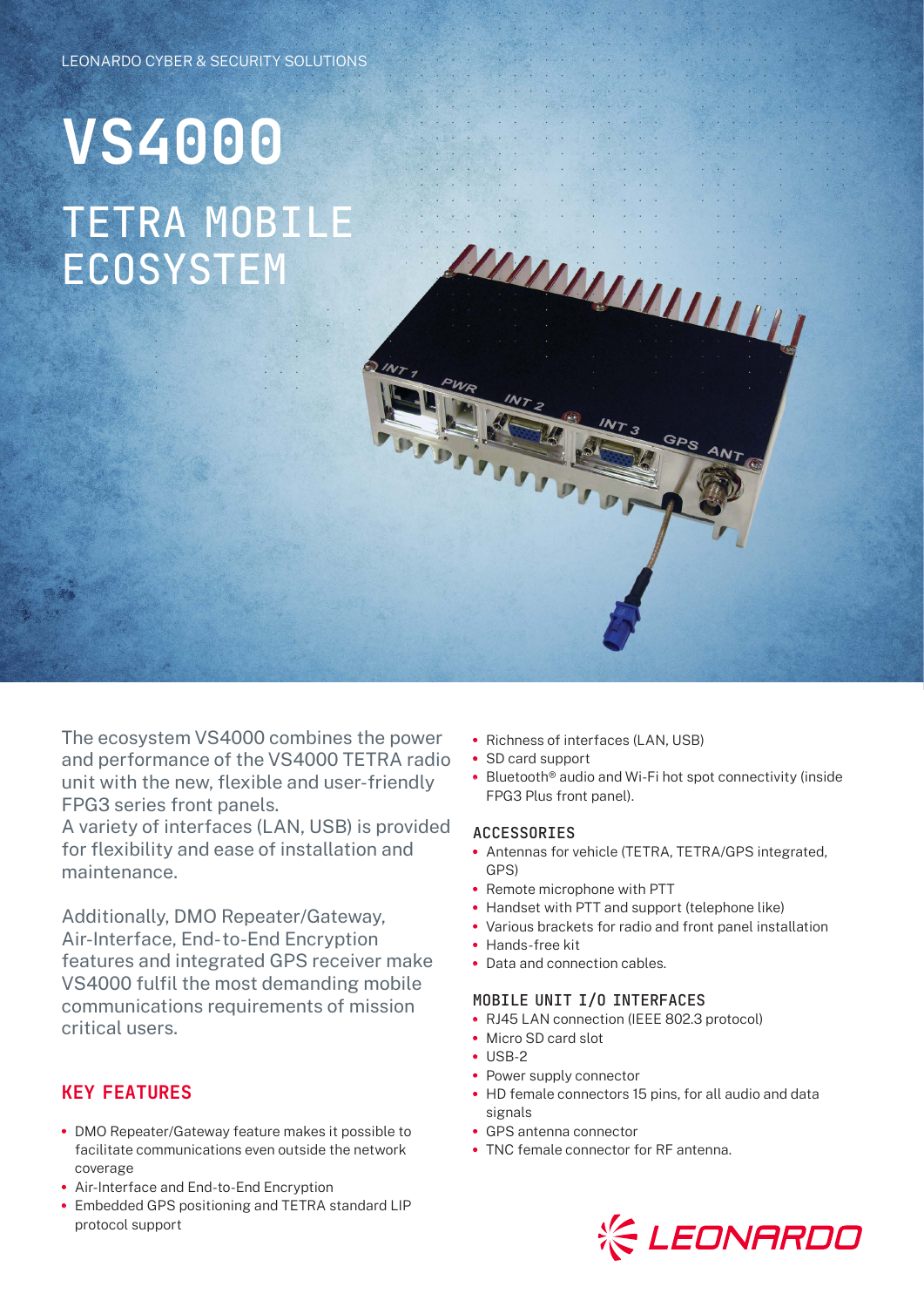LEONARDO CYBER & SECURITY SOLUTIONS

# VS4000

## TETRA MOBILE ECOSYSTEM

The ecosystem VS4000 combines the power and performance of the VS4000 TETRA radio unit with the new, flexible and user-friendly FPG3 series front panels.
A variety of interfaces (LAN, USB) is provided for flexibility and ease of installation and maintenance.

Additionally, DMO Repeater/Gateway, Air-Interface, End-to-End Encryption features and integrated GPS receiver make VS4000 fulfil the most demanding mobile communications requirements of mission critical users.

### KEY FEATURES

- DMO Repeater/Gateway feature makes it possible to facilitate communications even outside the network coverage
- Air-Interface and End-to-End Encryption
- Embedded GPS positioning and TETRA standard LIP protocol support
- Richness of interfaces (LAN, USB)
- SD card support
- Bluetooth® audio and Wi-Fi hot spot connectivity (inside FPG3 Plus front panel).

### ACCESSORIES

- Antennas for vehicle (TETRA, TETRA/GPS integrated, GPS)
- Remote microphone with PTT
- Handset with PTT and support (telephone like)
- Various brackets for radio and front panel installation
- Hands-free kit
- Data and connection cables.

### MOBILE UNIT I/O INTERFACES

- RJ45 LAN connection (IEEE 802.3 protocol)
- Micro SD card slot
- USB-2
- Power supply connector
- HD female connectors 15 pins, for all audio and data signals
- GPS antenna connector
- TNC female connector for RF antenna.

LEONARDO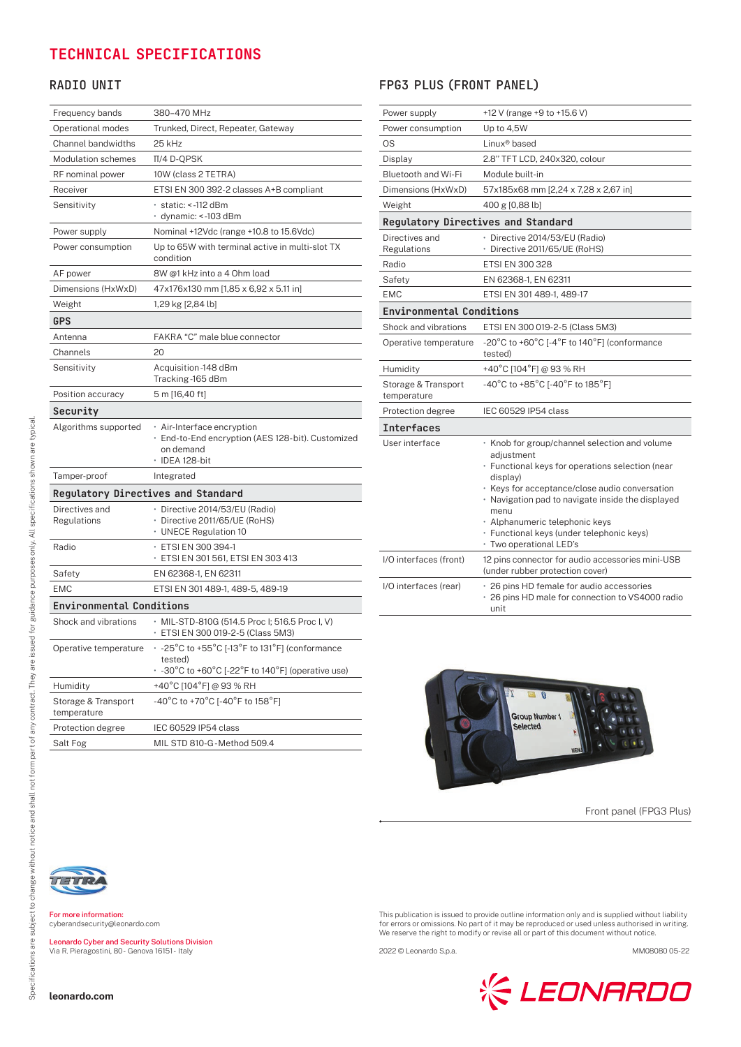# TECHNICAL SPECIFICATIONS

## RADIO UNIT

| | |
|---|---|
| Frequency bands | 380–470 MHz |
| Operational modes | Trunked, Direct, Repeater, Gateway |
| Channel bandwidths | 25 kHz |
| Modulation schemes | π/4 D-QPSK |
| RF nominal power | 10W (class 2 TETRA) |
| Receiver | ETSI EN 300 392-2 classes A+B compliant |
| Sensitivity | • static: < -112 dBm<br>• dynamic: < -103 dBm |
| Power supply | Nominal +12Vdc (range +10.8 to 15.6Vdc) |
| Power consumption | Up to 65W with terminal active in multi-slot TX condition |
| AF power | 8W @1 kHz into a 4 Ohm load |
| Dimensions (HxWxD) | 47x176x130 mm [1,85 x 6,92 x 5.11 in] |
| Weight | 1,29 kg [2,84 lb] |
| **GPS** | |
| Antenna | FAKRA "C" male blue connector |
| Channels | 20 |
| Sensitivity | Acquisition -148 dBm<br>Tracking -165 dBm |
| Position accuracy | 5 m [16,40 ft] |
| **Security** | |
| Algorithms supported | • Air-Interface encryption<br>• End-to-End encryption (AES 128-bit). Customized on demand<br>• IDEA 128-bit |
| Tamper-proof | Integrated |
| **Regulatory Directives and Standard** | |
| Directives and Regulations | • Directive 2014/53/EU (Radio)<br>• Directive 2011/65/UE (RoHS)<br>• UNECE Regulation 10 |
| Radio | • ETSI EN 300 394-1<br>• ETSI EN 301 561, ETSI EN 303 413 |
| Safety | EN 62368-1, EN 62311 |
| EMC | ETSI EN 301 489-1, 489-5, 489-19 |
| **Environmental Conditions** | |
| Shock and vibrations | • MIL-STD-810G (514.5 Proc I; 516.5 Proc I, V)<br>• ETSI EN 300 019-2-5 (Class 5M3) |
| Operative temperature | • -25°C to +55°C [-13°F to 131°F] (conformance tested)<br>• -30°C to +60°C [-22°F to 140°F] (operative use) |
| Humidity | +40°C [104°F] @ 93 % RH |
| Storage & Transport temperature | -40°C to +70°C [-40°F to 158°F] |
| Protection degree | IEC 60529 IP54 class |
| Salt Fog | MIL STD 810-G -Method 509.4 |

## FPG3 PLUS (FRONT PANEL)

| | |
|---|---|
| Power supply | +12 V (range +9 to +15.6 V) |
| Power consumption | Up to 4,5W |
| OS | Linux® based |
| Display | 2.8" TFT LCD, 240x320, colour |
| Bluetooth and Wi-Fi | Module built-in |
| Dimensions (HxWxD) | 57x185x68 mm [2,24 x 7,28 x 2,67 in] |
| Weight | 400 g [0,88 lb] |
| **Regulatory Directives and Standard** | |
| Directives and Regulations | • Directive 2014/53/EU (Radio)<br>• Directive 2011/65/UE (RoHS) |
| Radio | ETSI EN 300 328 |
| Safety | EN 62368-1, EN 62311 |
| EMC | ETSI EN 301 489-1, 489-17 |
| **Environmental Conditions** | |
| Shock and vibrations | ETSI EN 300 019-2-5 (Class 5M3) |
| Operative temperature | -20°C to +60°C [-4°F to 140°F] (conformance tested) |
| Humidity | +40°C [104°F] @ 93 % RH |
| Storage & Transport temperature | -40°C to +85°C [-40°F to 185°F] |
| Protection degree | IEC 60529 IP54 class |
| **Interfaces** | |
| User interface | • Knob for group/channel selection and volume adjustment<br>• Functional keys for operations selection (near display)<br>• Keys for acceptance/close audio conversation<br>• Navigation pad to navigate inside the displayed menu<br>• Alphanumeric telephonic keys<br>• Functional keys (under telephonic keys)<br>• Two operational LED's |
| I/O interfaces (front) | 12 pins connector for audio accessories mini-USB (under rubber protection cover) |
| I/O interfaces (rear) | • 26 pins HD female for audio accessories<br>• 26 pins HD male for connection to VS4000 radio unit |

Front panel (FPG3 Plus)

**For more information:**
cyberandsecurity@leonardo.com

**Leonardo Cyber and Security Solutions Division**
Via R. Pieragostini, 80 - Genova 16151 - Italy

**leonardo.com**

This publication is issued to provide outline information only and is supplied without liability for errors or omissions. No part of it may be reproduced or used unless authorised in writing. We reserve the right to modify or revise all or part of this document without notice.

2022 © Leonardo S.p.a.

MM08080 05-22

Specifications are subject to change without notice and shall not form part of any contract. They are issued for guidance purposes only. All specifications shown are typical.